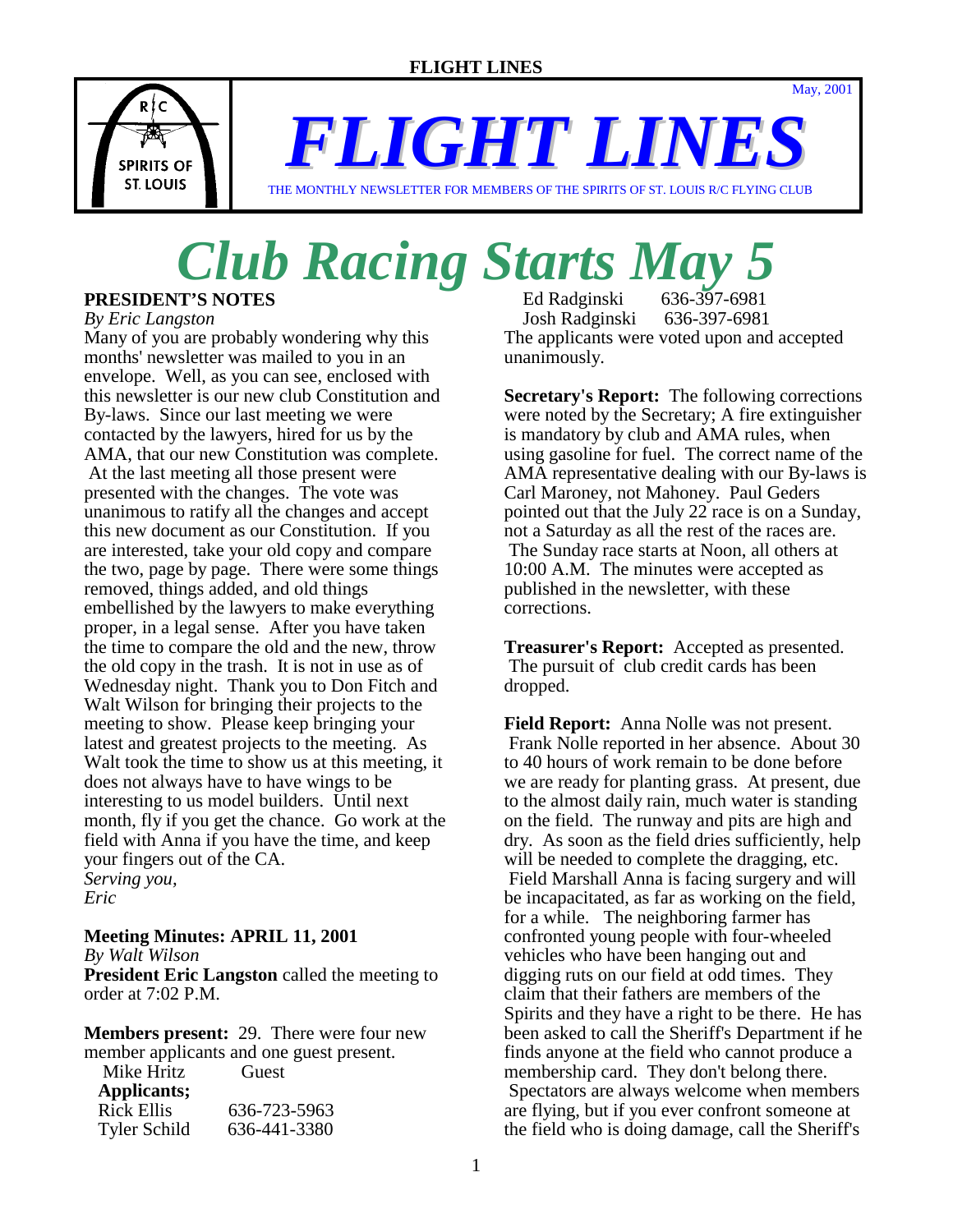# FLIGHT LINES

May, 2001

THE MONTHLY NEWSLETTER FOR MEMBERS OF THE SPIRITS OF ST. LOUIS R/C FLYING CLUB

# Club Racing Starts May 5

## PRESIDENT'S NOTES

*By Eric Langston*

Many of you are probably wondering why this months' newsletter was mailed to you in an envelope. Well, as you can see, enclosed with this newsletter is our new club Constitution and By-laws. Since our last meeting we were contacted by the lawyers, hired for us by the AMA, that our new Constitution was complete. At the last meeting all those present were presented with the changes. The vote was unanimous to ratify all the changes and accept this new document as our Constitution. If you are interested, take your old copy and compare the two, page by page. There were some things removed, things added, and old things embellished by the lawyers to make everything proper, in a legal sense. After you have taken the time to compare the old and the new, throw the old copy in the trash. It is not in use as of Wednesday night. Thank you to Don Fitch and Walt Wilson for bringing their projects to the meeting to show. Please keep bringing your latest and greatest projects to the meeting. As Walt took the time to show us at this meeting, it does not always have to have wings to be interesting to us model builders. Until next month, fly if you get the chance. Go work at the field with Anna if you have the time, and keep your fingers out of the CA.

*Serving you,*
*Eric*

## Meeting Minutes: APRIL 11, 2001

*By Walt Wilson*

**President Eric Langston** called the meeting to order at 7:02 P.M.

**Members present:** 29. There were four new member applicants and one guest present.

| | |
|---|---|
| Mike Hritz | Guest |
| **Applicants;** | |
| Rick Ellis | 636-723-5963 |
| Tyler Schild | 636-441-3380 |
| Ed Radginski | 636-397-6981 |
| Josh Radginski | 636-397-6981 |

The applicants were voted upon and accepted unanimously.

**Secretary's Report:** The following corrections were noted by the Secretary; A fire extinguisher is mandatory by club and AMA rules, when using gasoline for fuel. The correct name of the AMA representative dealing with our By-laws is Carl Maroney, not Mahoney. Paul Geders pointed out that the July 22 race is on a Sunday, not a Saturday as all the rest of the races are. The Sunday race starts at Noon, all others at 10:00 A.M. The minutes were accepted as published in the newsletter, with these corrections.

**Treasurer's Report:** Accepted as presented. The pursuit of club credit cards has been dropped.

**Field Report:** Anna Nolle was not present. Frank Nolle reported in her absence. About 30 to 40 hours of work remain to be done before we are ready for planting grass. At present, due to the almost daily rain, much water is standing on the field. The runway and pits are high and dry. As soon as the field dries sufficiently, help will be needed to complete the dragging, etc. Field Marshall Anna is facing surgery and will be incapacitated, as far as working on the field, for a while. The neighboring farmer has confronted young people with four-wheeled vehicles who have been hanging out and digging ruts on our field at odd times. They claim that their fathers are members of the Spirits and they have a right to be there. He has been asked to call the Sheriff's Department if he finds anyone at the field who cannot produce a membership card. They don't belong there. Spectators are always welcome when members are flying, but if you ever confront someone at the field who is doing damage, call the Sheriff's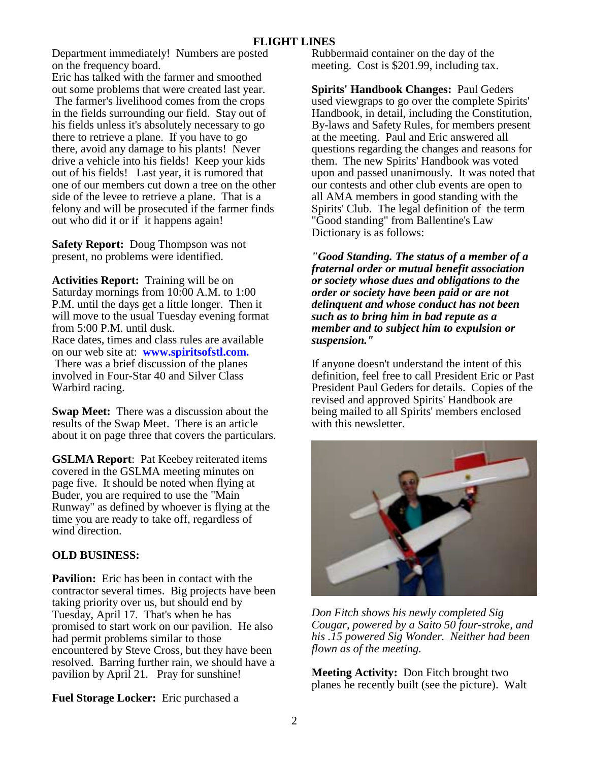Department immediately! Numbers are posted on the frequency board.

Eric has talked with the farmer and smoothed out some problems that were created last year. The farmer's livelihood comes from the crops in the fields surrounding our field. Stay out of his fields unless it's absolutely necessary to go there to retrieve a plane. If you have to go there, avoid any damage to his plants! Never drive a vehicle into his fields! Keep your kids out of his fields! Last year, it is rumored that one of our members cut down a tree on the other side of the levee to retrieve a plane. That is a felony and will be prosecuted if the farmer finds out who did it or if it happens again!

**Safety Report:** Doug Thompson was not present, no problems were identified.

**Activities Report:** Training will be on Saturday mornings from 10:00 A.M. to 1:00 P.M. until the days get a little longer. Then it will move to the usual Tuesday evening format from 5:00 P.M. until dusk.

Race dates, times and class rules are available on our web site at: **www.spiritsofstl.com.**

There was a brief discussion of the planes involved in Four-Star 40 and Silver Class Warbird racing.

**Swap Meet:** There was a discussion about the results of the Swap Meet. There is an article about it on page three that covers the particulars.

**GSLMA Report**: Pat Keebey reiterated items covered in the GSLMA meeting minutes on page five. It should be noted when flying at Buder, you are required to use the "Main Runway" as defined by whoever is flying at the time you are ready to take off, regardless of wind direction.

**OLD BUSINESS:**

**Pavilion:** Eric has been in contact with the contractor several times. Big projects have been taking priority over us, but should end by Tuesday, April 17. That's when he has promised to start work on our pavilion. He also had permit problems similar to those encountered by Steve Cross, but they have been resolved. Barring further rain, we should have a pavilion by April 21. Pray for sunshine!

**Fuel Storage Locker:** Eric purchased a Rubbermaid container on the day of the meeting. Cost is $201.99, including tax.

**Spirits' Handbook Changes:** Paul Geders used viewgraps to go over the complete Spirits' Handbook, in detail, including the Constitution, By-laws and Safety Rules, for members present at the meeting. Paul and Eric answered all questions regarding the changes and reasons for them. The new Spirits' Handbook was voted upon and passed unanimously. It was noted that our contests and other club events are open to all AMA members in good standing with the Spirits' Club. The legal definition of the term "Good standing" from Ballentine's Law Dictionary is as follows:

***"Good Standing. The status of a member of a fraternal order or mutual benefit association or society whose dues and obligations to the order or society have been paid or are not delinquent and whose conduct has not been such as to bring him in bad repute as a member and to subject him to expulsion or suspension."***

If anyone doesn't understand the intent of this definition, feel free to call President Eric or Past President Paul Geders for details. Copies of the revised and approved Spirits' Handbook are being mailed to all Spirits' members enclosed with this newsletter.

*Don Fitch shows his newly completed Sig Cougar, powered by a Saito 50 four-stroke, and his .15 powered Sig Wonder. Neither had been flown as of the meeting.*

**Meeting Activity:** Don Fitch brought two planes he recently built (see the picture). Walt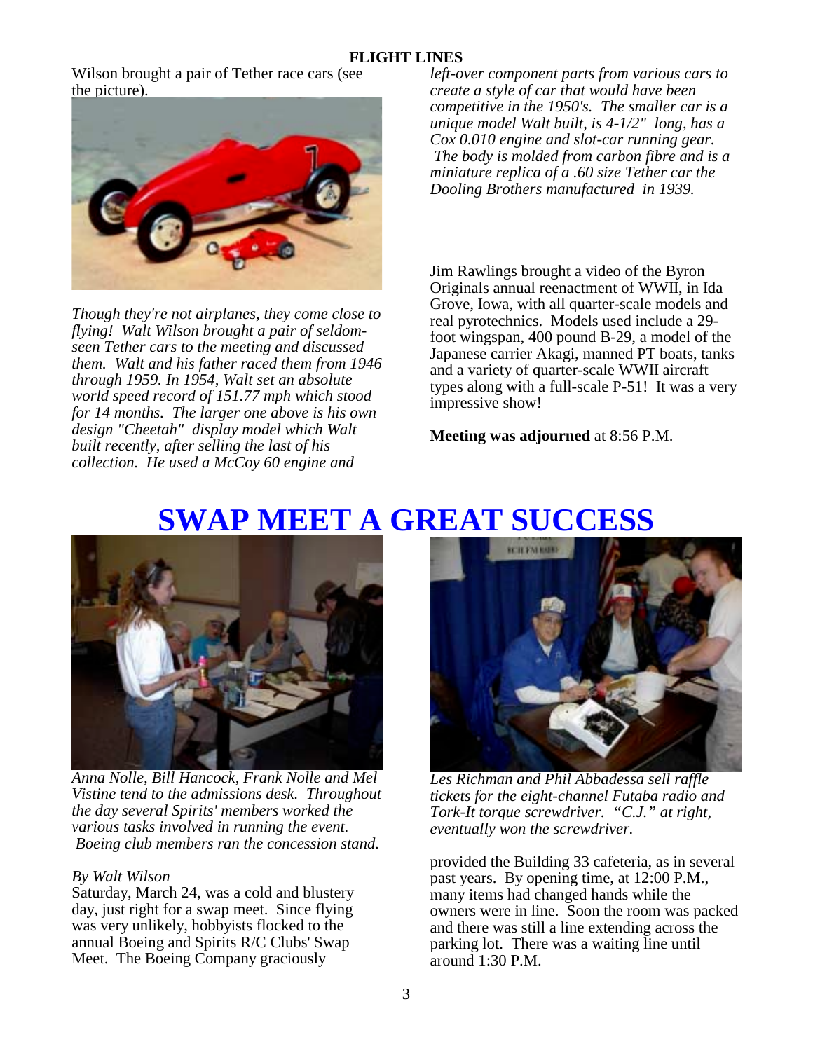Wilson brought a pair of Tether race cars (see the picture).

*Though they're not airplanes, they come close to flying! Walt Wilson brought a pair of seldom-seen Tether cars to the meeting and discussed them. Walt and his father raced them from 1946 through 1959. In 1954, Walt set an absolute world speed record of 151.77 mph which stood for 14 months. The larger one above is his own design "Cheetah" display model which Walt built recently, after selling the last of his collection. He used a McCoy 60 engine and left-over component parts from various cars to create a style of car that would have been competitive in the 1950's. The smaller car is a unique model Walt built, is 4-1/2" long, has a Cox 0.010 engine and slot-car running gear. The body is molded from carbon fibre and is a miniature replica of a .60 size Tether car the Dooling Brothers manufactured in 1939.*

Jim Rawlings brought a video of the Byron Originals annual reenactment of WWII, in Ida Grove, Iowa, with all quarter-scale models and real pyrotechnics. Models used include a 29-foot wingspan, 400 pound B-29, a model of the Japanese carrier Akagi, manned PT boats, tanks and a variety of quarter-scale WWII aircraft types along with a full-scale P-51! It was a very impressive show!

**Meeting was adjourned** at 8:56 P.M.

# SWAP MEET A GREAT SUCCESS

*Anna Nolle, Bill Hancock, Frank Nolle and Mel Vistine tend to the admissions desk. Throughout the day several Spirits' members worked the various tasks involved in running the event. Boeing club members ran the concession stand.*

*Les Richman and Phil Abbadessa sell raffle tickets for the eight-channel Futaba radio and Tork-It torque screwdriver. "C.J." at right, eventually won the screwdriver.*

*By Walt Wilson*

Saturday, March 24, was a cold and blustery day, just right for a swap meet. Since flying was very unlikely, hobbyists flocked to the annual Boeing and Spirits R/C Clubs' Swap Meet. The Boeing Company graciously provided the Building 33 cafeteria, as in several past years. By opening time, at 12:00 P.M., many items had changed hands while the owners were in line. Soon the room was packed and there was still a line extending across the parking lot. There was a waiting line until around 1:30 P.M.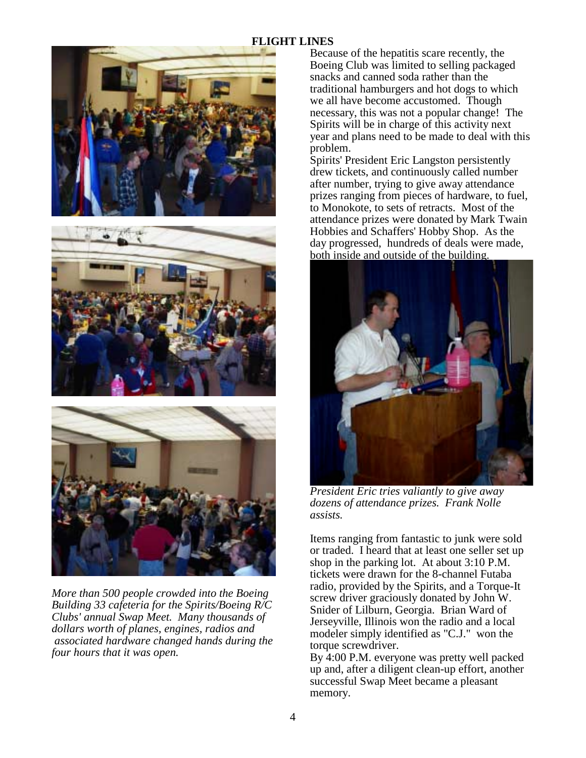**FLIGHT LINES**

Because of the hepatitis scare recently, the Boeing Club was limited to selling packaged snacks and canned soda rather than the traditional hamburgers and hot dogs to which we all have become accustomed. Though necessary, this was not a popular change! The Spirits will be in charge of this activity next year and plans need to be made to deal with this problem.

Spirits' President Eric Langston persistently drew tickets, and continuously called number after number, trying to give away attendance prizes ranging from pieces of hardware, to fuel, to Monokote, to sets of retracts. Most of the attendance prizes were donated by Mark Twain Hobbies and Schaffers' Hobby Shop. As the day progressed, hundreds of deals were made, both inside and outside of the building.

*President Eric tries valiantly to give away dozens of attendance prizes. Frank Nolle assists.*

Items ranging from fantastic to junk were sold or traded. I heard that at least one seller set up shop in the parking lot. At about 3:10 P.M. tickets were drawn for the 8-channel Futaba radio, provided by the Spirits, and a Torque-It screw driver graciously donated by John W. Snider of Lilburn, Georgia. Brian Ward of Jerseyville, Illinois won the radio and a local modeler simply identified as "C.J." won the torque screwdriver.

By 4:00 P.M. everyone was pretty well packed up and, after a diligent clean-up effort, another successful Swap Meet became a pleasant memory.

*More than 500 people crowded into the Boeing Building 33 cafeteria for the Spirits/Boeing R/C Clubs' annual Swap Meet. Many thousands of dollars worth of planes, engines, radios and associated hardware changed hands during the four hours that it was open.*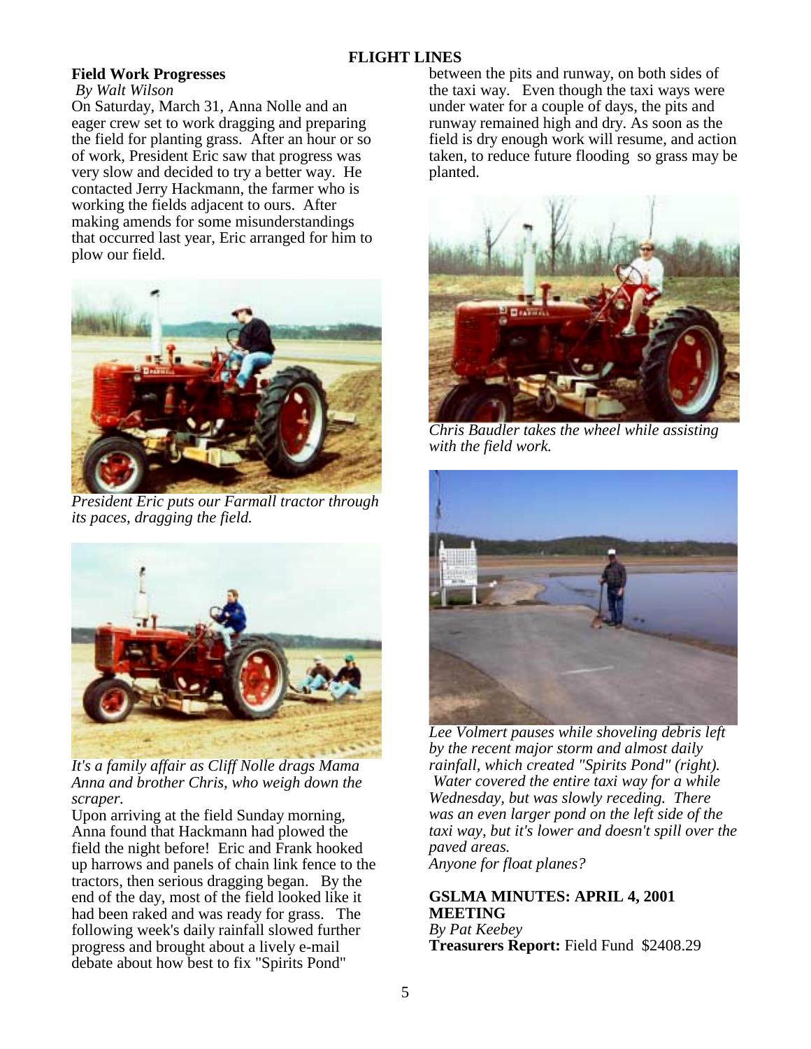## Field Work Progresses

*By Walt Wilson*

On Saturday, March 31, Anna Nolle and an eager crew set to work dragging and preparing the field for planting grass. After an hour or so of work, President Eric saw that progress was very slow and decided to try a better way. He contacted Jerry Hackmann, the farmer who is working the fields adjacent to ours. After making amends for some misunderstandings that occurred last year, Eric arranged for him to plow our field.

*President Eric puts our Farmall tractor through its paces, dragging the field.*

*It's a family affair as Cliff Nolle drags Mama Anna and brother Chris, who weigh down the scraper.*

Upon arriving at the field Sunday morning, Anna found that Hackmann had plowed the field the night before! Eric and Frank hooked up harrows and panels of chain link fence to the tractors, then serious dragging began. By the end of the day, most of the field looked like it had been raked and was ready for grass. The following week's daily rainfall slowed further progress and brought about a lively e-mail debate about how best to fix "Spirits Pond" between the pits and runway, on both sides of the taxi way. Even though the taxi ways were under water for a couple of days, the pits and runway remained high and dry. As soon as the field is dry enough work will resume, and action taken, to reduce future flooding so grass may be planted.

*Chris Baudler takes the wheel while assisting with the field work.*

*Lee Volmert pauses while shoveling debris left by the recent major storm and almost daily rainfall, which created "Spirits Pond" (right). Water covered the entire taxi way for a while Wednesday, but was slowly receding. There was an even larger pond on the left side of the taxi way, but it's lower and doesn't spill over the paved areas.*
*Anyone for float planes?*

## GSLMA MINUTES: APRIL 4, 2001 MEETING

*By Pat Keebey*

**Treasurers Report:** Field Fund $2408.29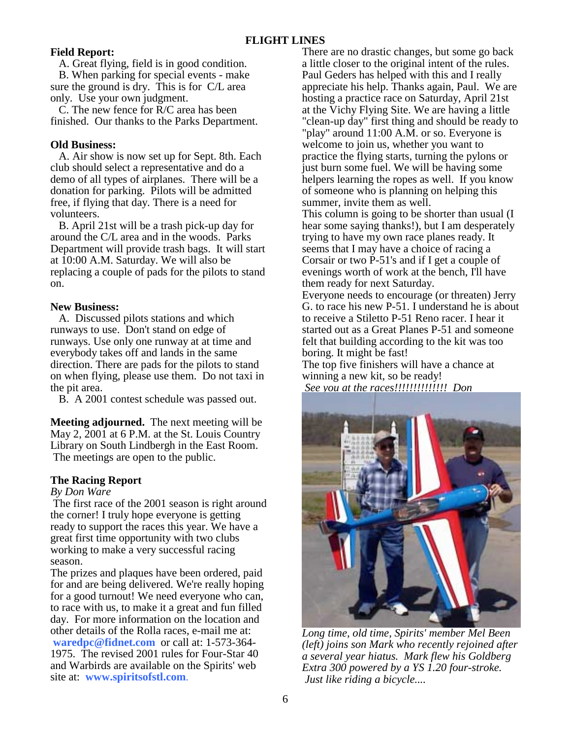# FLIGHT LINES

**Field Report:**

A. Great flying, field is in good condition.

B. When parking for special events - make sure the ground is dry. This is for C/L area only. Use your own judgment.

C. The new fence for R/C area has been finished. Our thanks to the Parks Department.

**Old Business:**

A. Air show is now set up for Sept. 8th. Each club should select a representative and do a demo of all types of airplanes. There will be a donation for parking. Pilots will be admitted free, if flying that day. There is a need for volunteers.

B. April 21st will be a trash pick-up day for around the C/L area and in the woods. Parks Department will provide trash bags. It will start at 10:00 A.M. Saturday. We will also be replacing a couple of pads for the pilots to stand on.

**New Business:**

A. Discussed pilots stations and which runways to use. Don't stand on edge of runways. Use only one runway at at time and everybody takes off and lands in the same direction. There are pads for the pilots to stand on when flying, please use them. Do not taxi in the pit area.

B. A 2001 contest schedule was passed out.

**Meeting adjourned.** The next meeting will be May 2, 2001 at 6 P.M. at the St. Louis Country Library on South Lindbergh in the East Room. The meetings are open to the public.

**The Racing Report**

*By Don Ware*

The first race of the 2001 season is right around the corner! I truly hope everyone is getting ready to support the races this year. We have a great first time opportunity with two clubs working to make a very successful racing season.

The prizes and plaques have been ordered, paid for and are being delivered. We're really hoping for a good turnout! We need everyone who can, to race with us, to make it a great and fun filled day. For more information on the location and other details of the Rolla races, e-mail me at: **waredpc@fidnet.com** or call at: 1-573-364-1975. The revised 2001 rules for Four-Star 40 and Warbirds are available on the Spirits' web site at: **www.spiritsofstl.com**.

There are no drastic changes, but some go back a little closer to the original intent of the rules. Paul Geders has helped with this and I really appreciate his help. Thanks again, Paul. We are hosting a practice race on Saturday, April 21st at the Vichy Flying Site. We are having a little "clean-up day" first thing and should be ready to "play" around 11:00 A.M. or so. Everyone is welcome to join us, whether you want to practice the flying starts, turning the pylons or just burn some fuel. We will be having some helpers learning the ropes as well. If you know of someone who is planning on helping this summer, invite them as well.

This column is going to be shorter than usual (I hear some saying thanks!), but I am desperately trying to have my own race planes ready. It seems that I may have a choice of racing a Corsair or two P-51's and if I get a couple of evenings worth of work at the bench, I'll have them ready for next Saturday.

Everyone needs to encourage (or threaten) Jerry G. to race his new P-51. I understand he is about to receive a Stiletto P-51 Reno racer. I hear it started out as a Great Planes P-51 and someone felt that building according to the kit was too boring. It might be fast!

The top five finishers will have a chance at winning a new kit, so be ready!

*See you at the races!!!!!!!!!!!!!! Don*

*Long time, old time, Spirits' member Mel Been (left) joins son Mark who recently rejoined after a several year hiatus. Mark flew his Goldberg Extra 300 powered by a YS 1.20 four-stroke. Just like riding a bicycle....*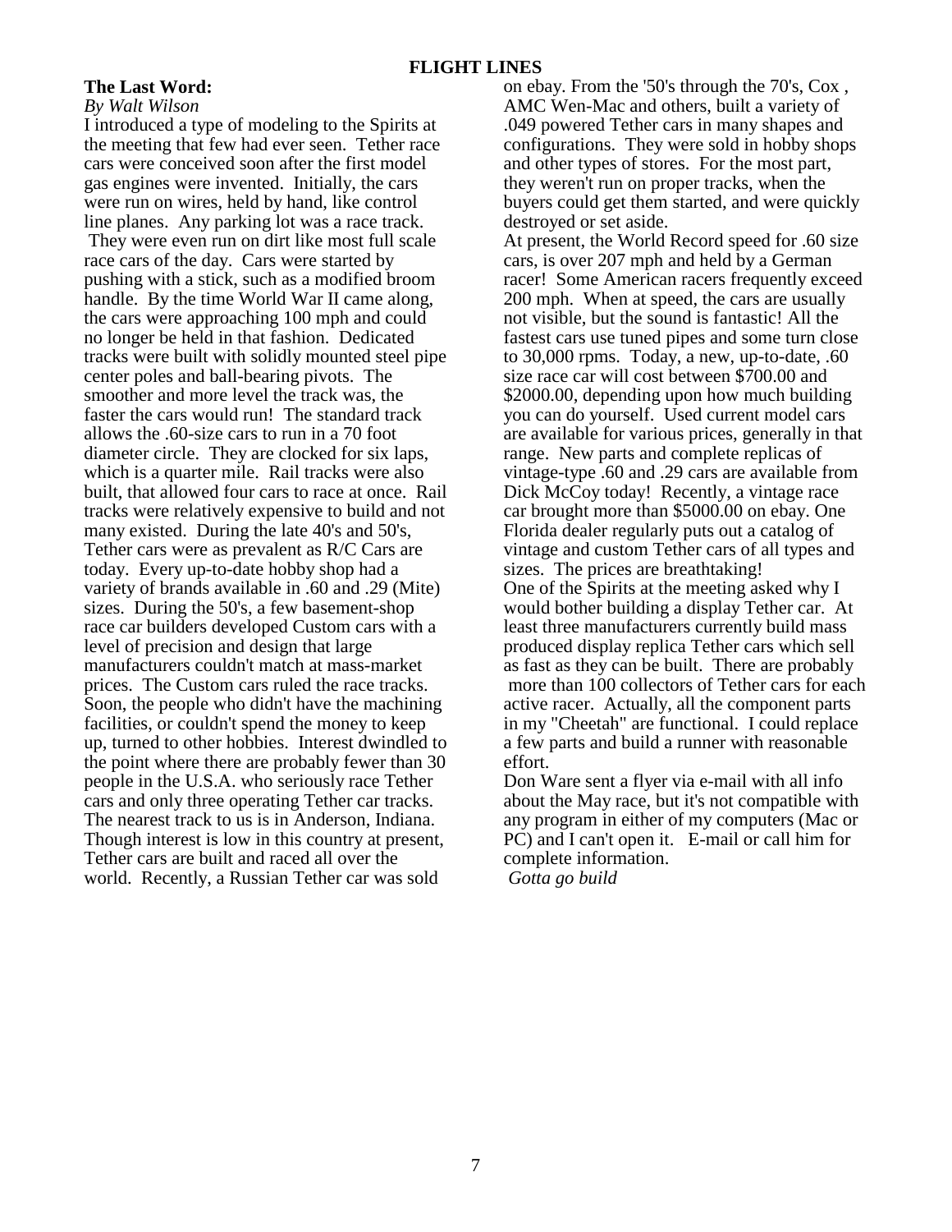**The Last Word:**

*By Walt Wilson*

I introduced a type of modeling to the Spirits at the meeting that few had ever seen. Tether race cars were conceived soon after the first model gas engines were invented. Initially, the cars were run on wires, held by hand, like control line planes. Any parking lot was a race track. They were even run on dirt like most full scale race cars of the day. Cars were started by pushing with a stick, such as a modified broom handle. By the time World War II came along, the cars were approaching 100 mph and could no longer be held in that fashion. Dedicated tracks were built with solidly mounted steel pipe center poles and ball-bearing pivots. The smoother and more level the track was, the faster the cars would run! The standard track allows the .60-size cars to run in a 70 foot diameter circle. They are clocked for six laps, which is a quarter mile. Rail tracks were also built, that allowed four cars to race at once. Rail tracks were relatively expensive to build and not many existed. During the late 40's and 50's, Tether cars were as prevalent as R/C Cars are today. Every up-to-date hobby shop had a variety of brands available in .60 and .29 (Mite) sizes. During the 50's, a few basement-shop race car builders developed Custom cars with a level of precision and design that large manufacturers couldn't match at mass-market prices. The Custom cars ruled the race tracks. Soon, the people who didn't have the machining facilities, or couldn't spend the money to keep up, turned to other hobbies. Interest dwindled to the point where there are probably fewer than 30 people in the U.S.A. who seriously race Tether cars and only three operating Tether car tracks. The nearest track to us is in Anderson, Indiana. Though interest is low in this country at present, Tether cars are built and raced all over the world. Recently, a Russian Tether car was sold on ebay. From the '50's through the 70's, Cox , AMC Wen-Mac and others, built a variety of .049 powered Tether cars in many shapes and configurations. They were sold in hobby shops and other types of stores. For the most part, they weren't run on proper tracks, when the buyers could get them started, and were quickly destroyed or set aside.

At present, the World Record speed for .60 size cars, is over 207 mph and held by a German racer! Some American racers frequently exceed 200 mph. When at speed, the cars are usually not visible, but the sound is fantastic! All the fastest cars use tuned pipes and some turn close to 30,000 rpms. Today, a new, up-to-date, .60 size race car will cost between $700.00 and $2000.00, depending upon how much building you can do yourself. Used current model cars are available for various prices, generally in that range. New parts and complete replicas of vintage-type .60 and .29 cars are available from Dick McCoy today! Recently, a vintage race car brought more than $5000.00 on ebay. One Florida dealer regularly puts out a catalog of vintage and custom Tether cars of all types and sizes. The prices are breathtaking!

One of the Spirits at the meeting asked why I would bother building a display Tether car. At least three manufacturers currently build mass produced display replica Tether cars which sell as fast as they can be built. There are probably more than 100 collectors of Tether cars for each active racer. Actually, all the component parts in my "Cheetah" are functional. I could replace a few parts and build a runner with reasonable effort.

Don Ware sent a flyer via e-mail with all info about the May race, but it's not compatible with any program in either of my computers (Mac or PC) and I can't open it. E-mail or call him for complete information.

*Gotta go build*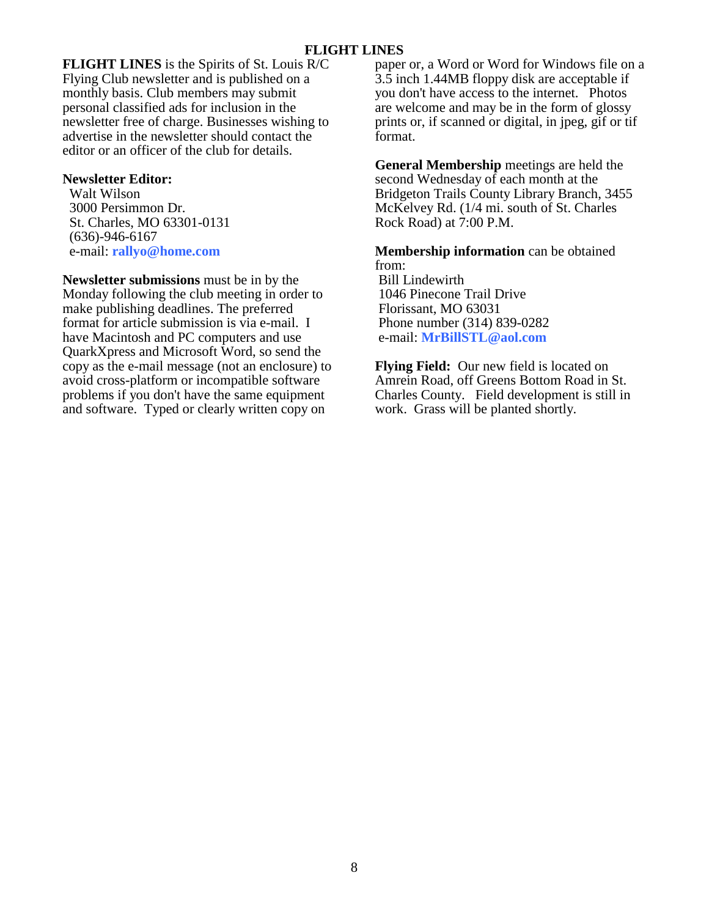# FLIGHT LINES

**FLIGHT LINES** is the Spirits of St. Louis R/C Flying Club newsletter and is published on a monthly basis. Club members may submit personal classified ads for inclusion in the newsletter free of charge. Businesses wishing to advertise in the newsletter should contact the editor or an officer of the club for details.

**Newsletter Editor:**
Walt Wilson
3000 Persimmon Dr.
St. Charles, MO 63301-0131
(636)-946-6167
e-mail: **rallyo@home.com**

**Newsletter submissions** must be in by the Monday following the club meeting in order to make publishing deadlines. The preferred format for article submission is via e-mail. I have Macintosh and PC computers and use QuarkXpress and Microsoft Word, so send the copy as the e-mail message (not an enclosure) to avoid cross-platform or incompatible software problems if you don't have the same equipment and software. Typed or clearly written copy on paper or, a Word or Word for Windows file on a 3.5 inch 1.44MB floppy disk are acceptable if you don't have access to the internet. Photos are welcome and may be in the form of glossy prints or, if scanned or digital, in jpeg, gif or tif format.

**General Membership** meetings are held the second Wednesday of each month at the Bridgeton Trails County Library Branch, 3455 McKelvey Rd. (1/4 mi. south of St. Charles Rock Road) at 7:00 P.M.

**Membership information** can be obtained from:
Bill Lindewirth
1046 Pinecone Trail Drive
Florissant, MO 63031
Phone number (314) 839-0282
e-mail: **MrBillSTL@aol.com**

**Flying Field:** Our new field is located on Amrein Road, off Greens Bottom Road in St. Charles County. Field development is still in work. Grass will be planted shortly.